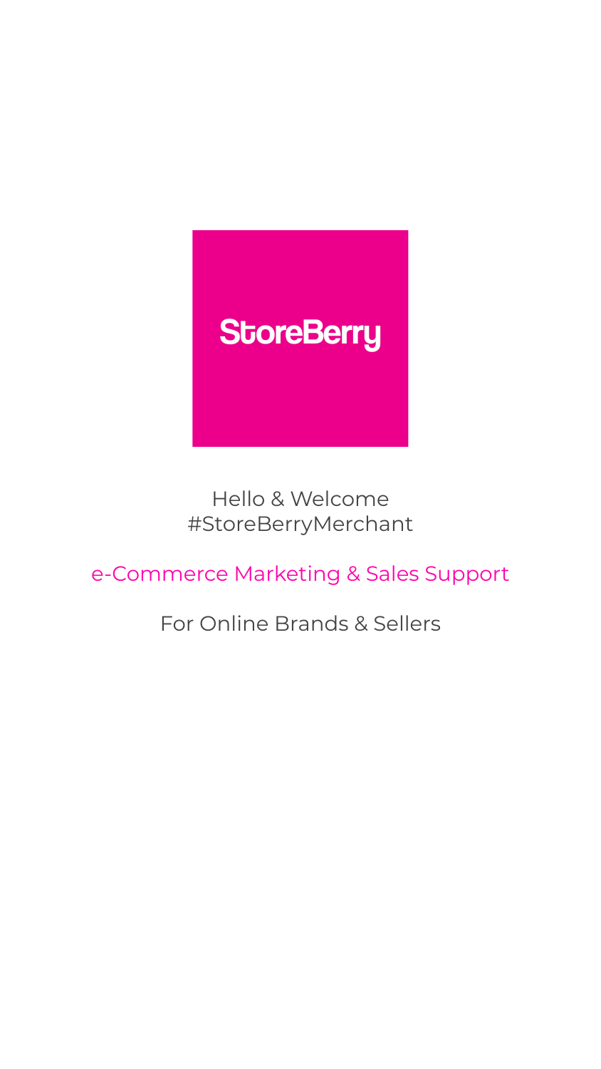# StoreBerry

Hello & Welcome
#StoreBerryMerchant

e-Commerce Marketing & Sales Support

For Online Brands & Sellers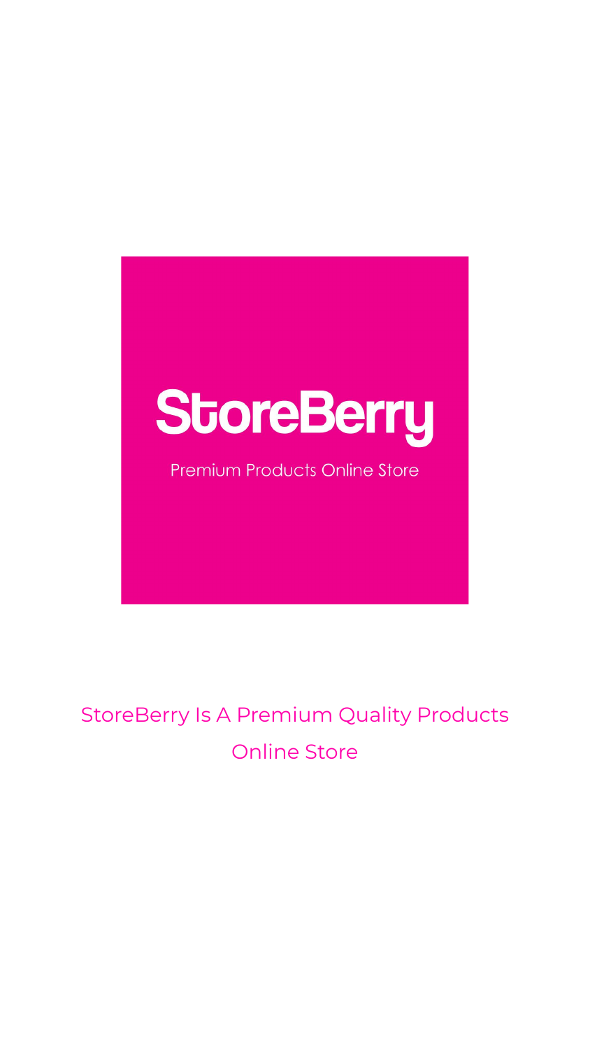# StoreBerry

Premium Products Online Store

StoreBerry Is A Premium Quality Products Online Store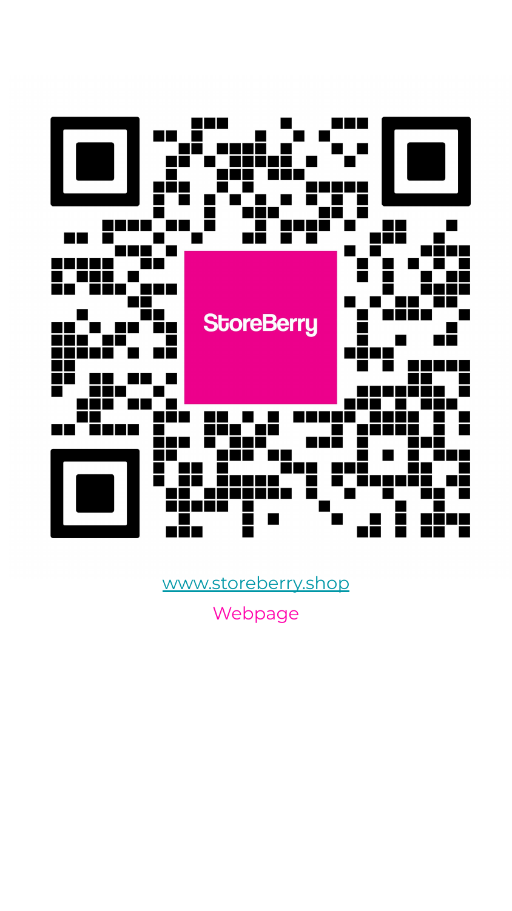www.storeberry.shop

Webpage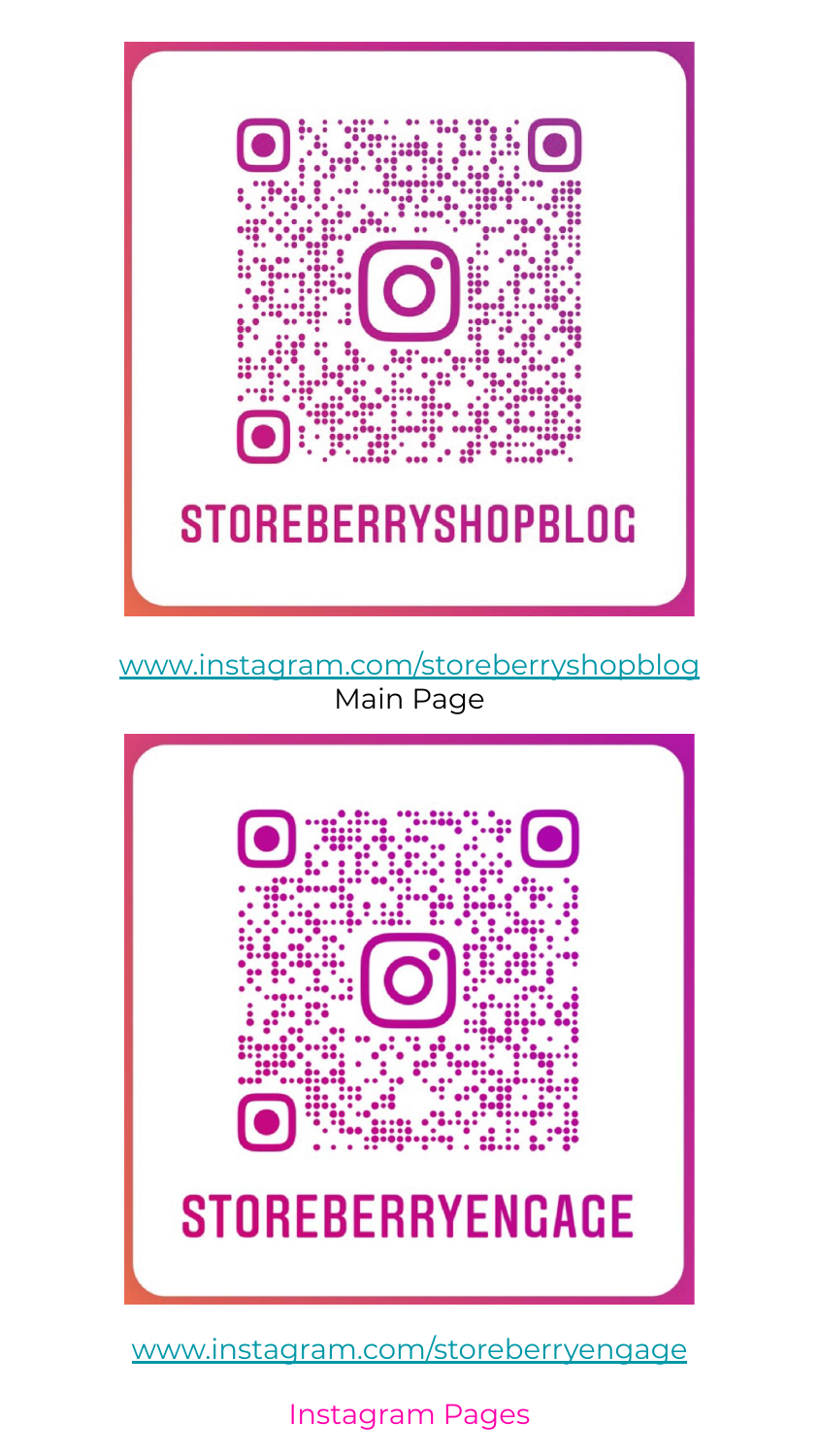STOREBERRYSHOPBLOG

www.instagram.com/storeberryshopblog

Main Page

STOREBERRYENGAGE

www.instagram.com/storeberryengage

Instagram Pages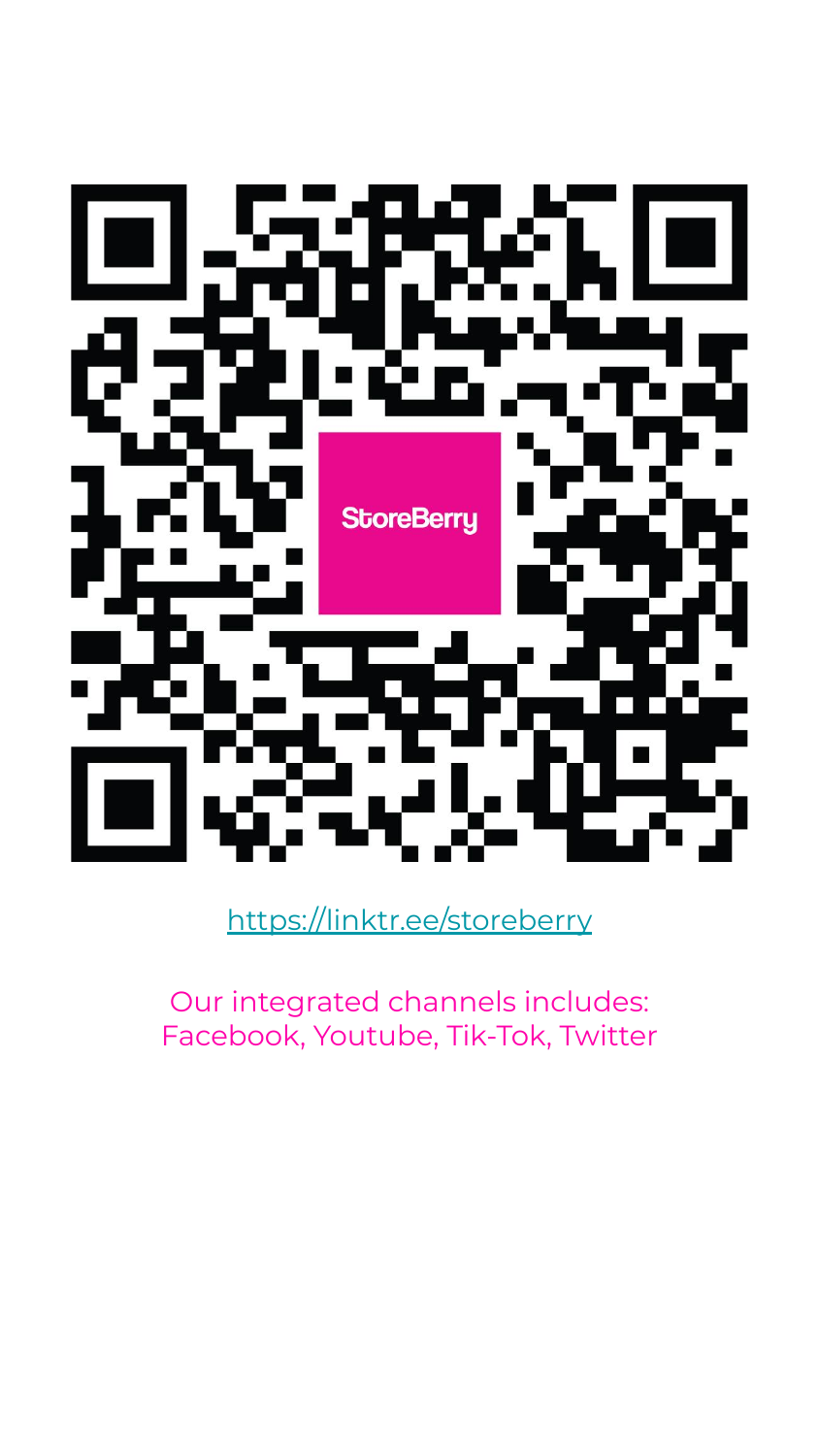StoreBerry

https://linktr.ee/storeberry

Our integrated channels includes: Facebook, Youtube, Tik-Tok, Twitter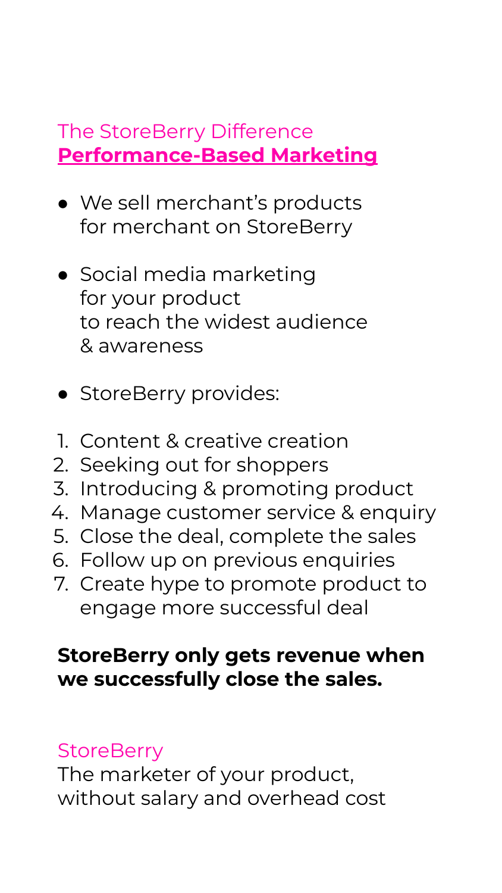## The StoreBerry Difference

**Performance-Based Marketing**

- We sell merchant's products for merchant on StoreBerry
- Social media marketing for your product to reach the widest audience & awareness
- StoreBerry provides:

1. Content & creative creation
2. Seeking out for shoppers
3. Introducing & promoting product
4. Manage customer service & enquiry
5. Close the deal, complete the sales
6. Follow up on previous enquiries
7. Create hype to promote product to engage more successful deal

**StoreBerry only gets revenue when we successfully close the sales.**

StoreBerry

The marketer of your product, without salary and overhead cost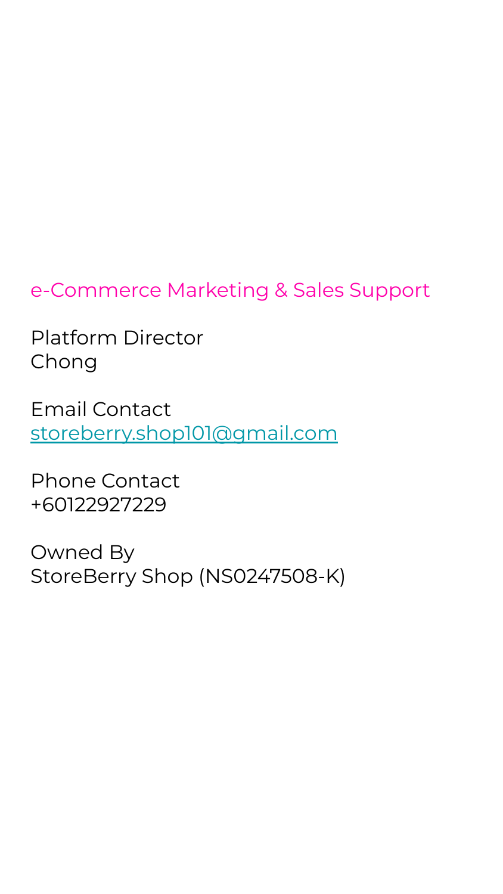e-Commerce Marketing & Sales Support

Platform Director
Chong

Email Contact
storeberry.shop101@gmail.com

Phone Contact
+60122927229

Owned By
StoreBerry Shop (NS0247508-K)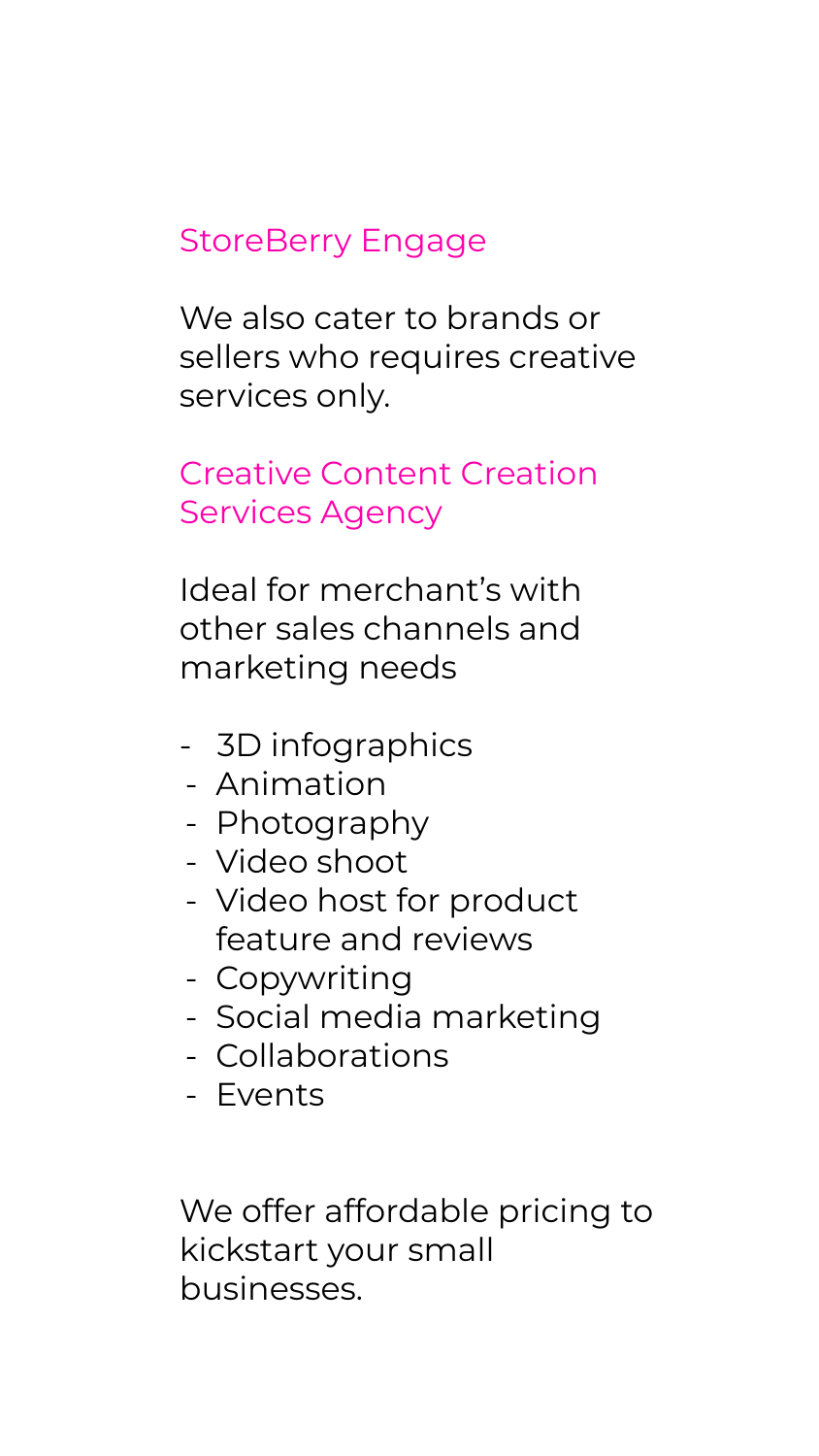## StoreBerry Engage

We also cater to brands or sellers who requires creative services only.

## Creative Content Creation Services Agency

Ideal for merchant's with other sales channels and marketing needs

- 3D infographics
- Animation
- Photography
- Video shoot
- Video host for product feature and reviews
- Copywriting
- Social media marketing
- Collaborations
- Events

We offer affordable pricing to kickstart your small businesses.